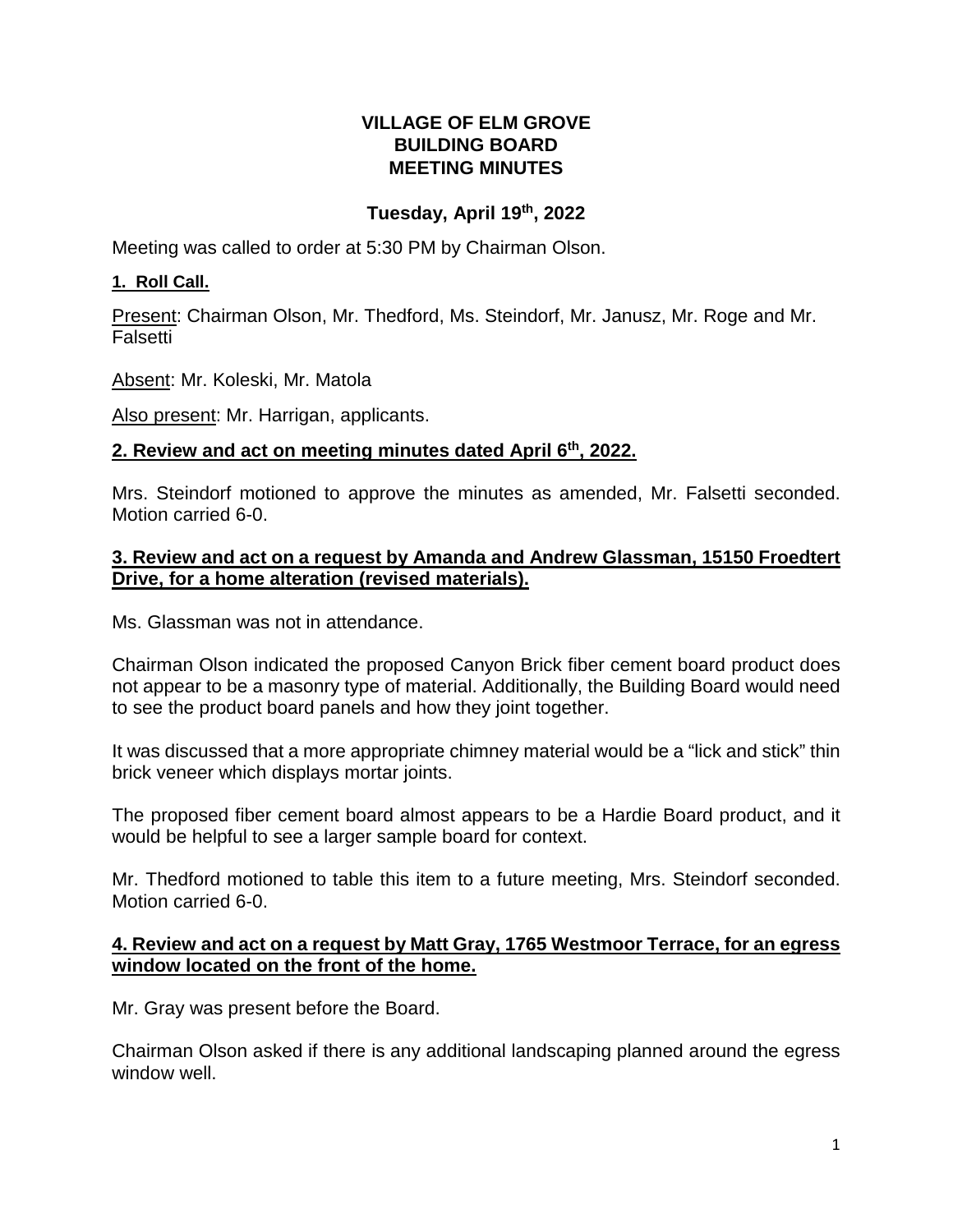**VILLAGE OF ELM GROVE**
**BUILDING BOARD**
**MEETING MINUTES**

**Tuesday, April 19th, 2022**

Meeting was called to order at 5:30 PM by Chairman Olson.

**1. Roll Call.**

Present: Chairman Olson, Mr. Thedford, Ms. Steindorf, Mr. Janusz, Mr. Roge and Mr. Falsetti

Absent: Mr. Koleski, Mr. Matola

Also present: Mr. Harrigan, applicants.

**2. Review and act on meeting minutes dated April 6th, 2022.**

Mrs. Steindorf motioned to approve the minutes as amended, Mr. Falsetti seconded. Motion carried 6-0.

**3. Review and act on a request by Amanda and Andrew Glassman, 15150 Froedtert Drive, for a home alteration (revised materials).**

Ms. Glassman was not in attendance.

Chairman Olson indicated the proposed Canyon Brick fiber cement board product does not appear to be a masonry type of material. Additionally, the Building Board would need to see the product board panels and how they joint together.

It was discussed that a more appropriate chimney material would be a "lick and stick" thin brick veneer which displays mortar joints.

The proposed fiber cement board almost appears to be a Hardie Board product, and it would be helpful to see a larger sample board for context.

Mr. Thedford motioned to table this item to a future meeting, Mrs. Steindorf seconded. Motion carried 6-0.

**4. Review and act on a request by Matt Gray, 1765 Westmoor Terrace, for an egress window located on the front of the home.**

Mr. Gray was present before the Board.

Chairman Olson asked if there is any additional landscaping planned around the egress window well.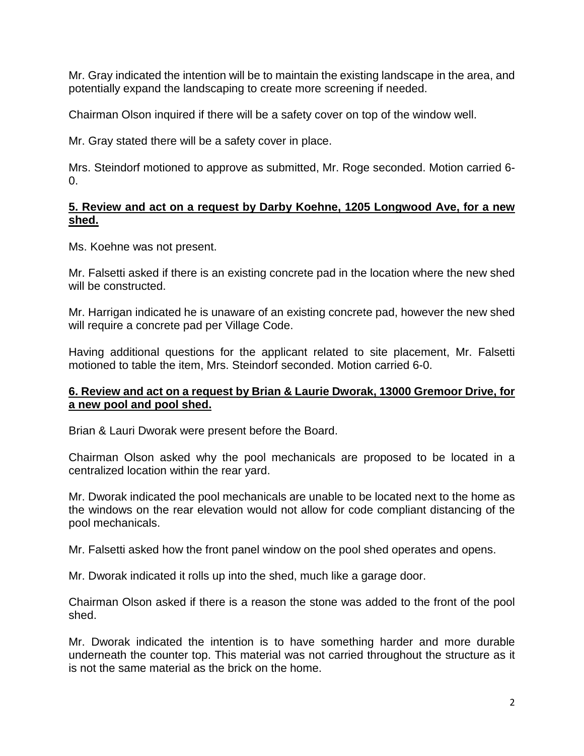Mr. Gray indicated the intention will be to maintain the existing landscape in the area, and potentially expand the landscaping to create more screening if needed.

Chairman Olson inquired if there will be a safety cover on top of the window well.

Mr. Gray stated there will be a safety cover in place.

Mrs. Steindorf motioned to approve as submitted, Mr. Roge seconded. Motion carried 6-0.

**5. Review and act on a request by Darby Koehne, 1205 Longwood Ave, for a new shed.**

Ms. Koehne was not present.

Mr. Falsetti asked if there is an existing concrete pad in the location where the new shed will be constructed.

Mr. Harrigan indicated he is unaware of an existing concrete pad, however the new shed will require a concrete pad per Village Code.

Having additional questions for the applicant related to site placement, Mr. Falsetti motioned to table the item, Mrs. Steindorf seconded. Motion carried 6-0.

**6. Review and act on a request by Brian & Laurie Dworak, 13000 Gremoor Drive, for a new pool and pool shed.**

Brian & Lauri Dworak were present before the Board.

Chairman Olson asked why the pool mechanicals are proposed to be located in a centralized location within the rear yard.

Mr. Dworak indicated the pool mechanicals are unable to be located next to the home as the windows on the rear elevation would not allow for code compliant distancing of the pool mechanicals.

Mr. Falsetti asked how the front panel window on the pool shed operates and opens.

Mr. Dworak indicated it rolls up into the shed, much like a garage door.

Chairman Olson asked if there is a reason the stone was added to the front of the pool shed.

Mr. Dworak indicated the intention is to have something harder and more durable underneath the counter top. This material was not carried throughout the structure as it is not the same material as the brick on the home.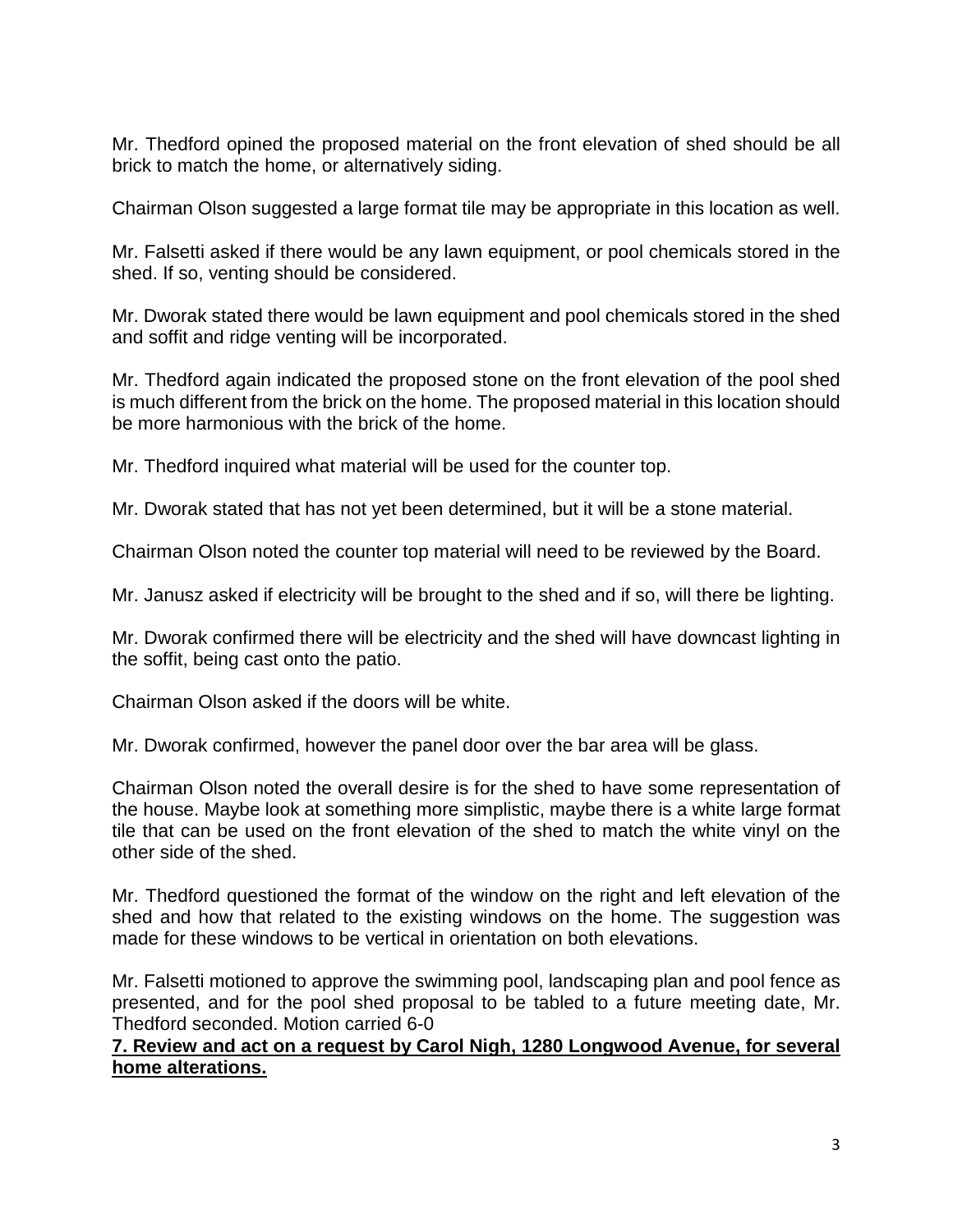Mr. Thedford opined the proposed material on the front elevation of shed should be all brick to match the home, or alternatively siding.

Chairman Olson suggested a large format tile may be appropriate in this location as well.

Mr. Falsetti asked if there would be any lawn equipment, or pool chemicals stored in the shed. If so, venting should be considered.

Mr. Dworak stated there would be lawn equipment and pool chemicals stored in the shed and soffit and ridge venting will be incorporated.

Mr. Thedford again indicated the proposed stone on the front elevation of the pool shed is much different from the brick on the home. The proposed material in this location should be more harmonious with the brick of the home.

Mr. Thedford inquired what material will be used for the counter top.

Mr. Dworak stated that has not yet been determined, but it will be a stone material.

Chairman Olson noted the counter top material will need to be reviewed by the Board.

Mr. Janusz asked if electricity will be brought to the shed and if so, will there be lighting.

Mr. Dworak confirmed there will be electricity and the shed will have downcast lighting in the soffit, being cast onto the patio.

Chairman Olson asked if the doors will be white.

Mr. Dworak confirmed, however the panel door over the bar area will be glass.

Chairman Olson noted the overall desire is for the shed to have some representation of the house. Maybe look at something more simplistic, maybe there is a white large format tile that can be used on the front elevation of the shed to match the white vinyl on the other side of the shed.

Mr. Thedford questioned the format of the window on the right and left elevation of the shed and how that related to the existing windows on the home. The suggestion was made for these windows to be vertical in orientation on both elevations.

Mr. Falsetti motioned to approve the swimming pool, landscaping plan and pool fence as presented, and for the pool shed proposal to be tabled to a future meeting date, Mr. Thedford seconded. Motion carried 6-0

**7. Review and act on a request by Carol Nigh, 1280 Longwood Avenue, for several home alterations.**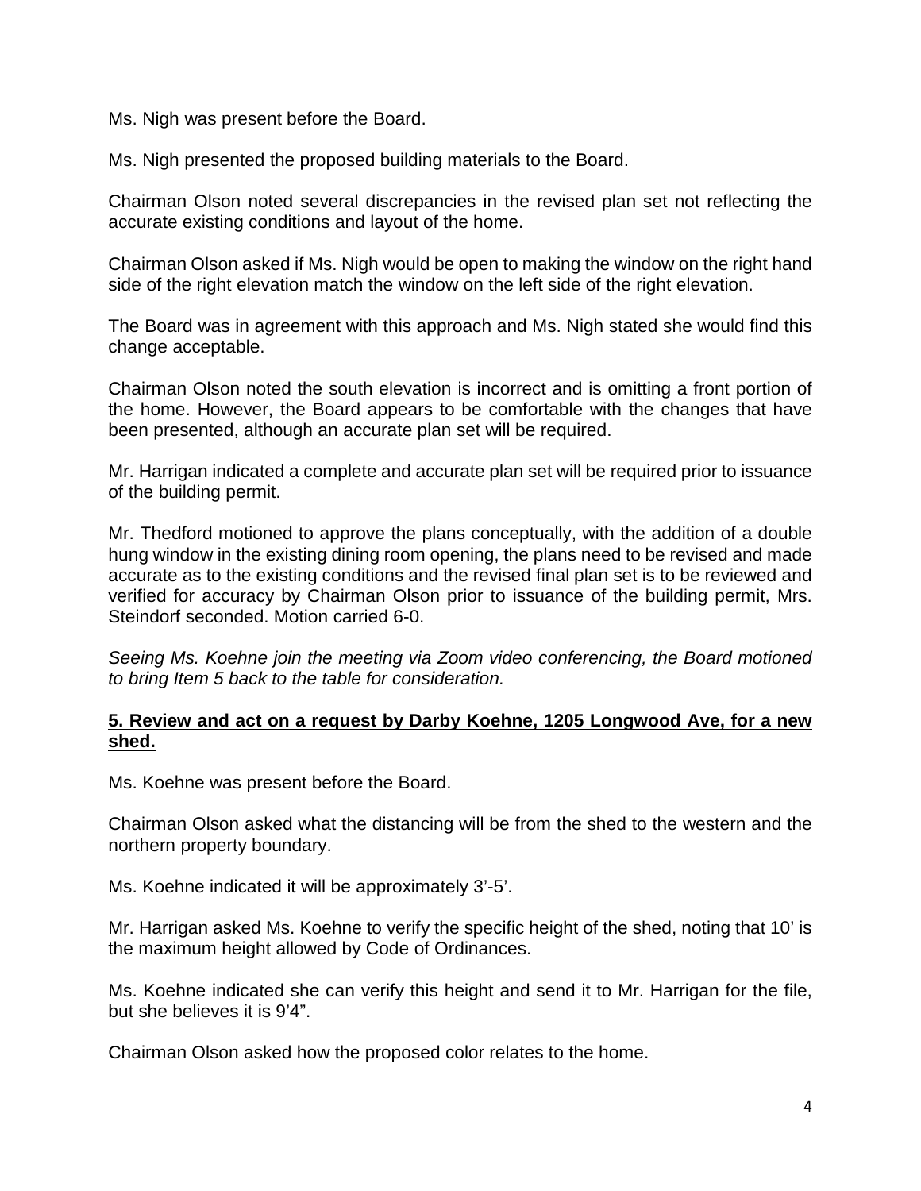Ms. Nigh was present before the Board.

Ms. Nigh presented the proposed building materials to the Board.

Chairman Olson noted several discrepancies in the revised plan set not reflecting the accurate existing conditions and layout of the home.

Chairman Olson asked if Ms. Nigh would be open to making the window on the right hand side of the right elevation match the window on the left side of the right elevation.

The Board was in agreement with this approach and Ms. Nigh stated she would find this change acceptable.

Chairman Olson noted the south elevation is incorrect and is omitting a front portion of the home. However, the Board appears to be comfortable with the changes that have been presented, although an accurate plan set will be required.

Mr. Harrigan indicated a complete and accurate plan set will be required prior to issuance of the building permit.

Mr. Thedford motioned to approve the plans conceptually, with the addition of a double hung window in the existing dining room opening, the plans need to be revised and made accurate as to the existing conditions and the revised final plan set is to be reviewed and verified for accuracy by Chairman Olson prior to issuance of the building permit, Mrs. Steindorf seconded. Motion carried 6-0.

*Seeing Ms. Koehne join the meeting via Zoom video conferencing, the Board motioned to bring Item 5 back to the table for consideration.*

**5. Review and act on a request by Darby Koehne, 1205 Longwood Ave, for a new shed.**

Ms. Koehne was present before the Board.

Chairman Olson asked what the distancing will be from the shed to the western and the northern property boundary.

Ms. Koehne indicated it will be approximately 3'-5'.

Mr. Harrigan asked Ms. Koehne to verify the specific height of the shed, noting that 10' is the maximum height allowed by Code of Ordinances.

Ms. Koehne indicated she can verify this height and send it to Mr. Harrigan for the file, but she believes it is 9'4".

Chairman Olson asked how the proposed color relates to the home.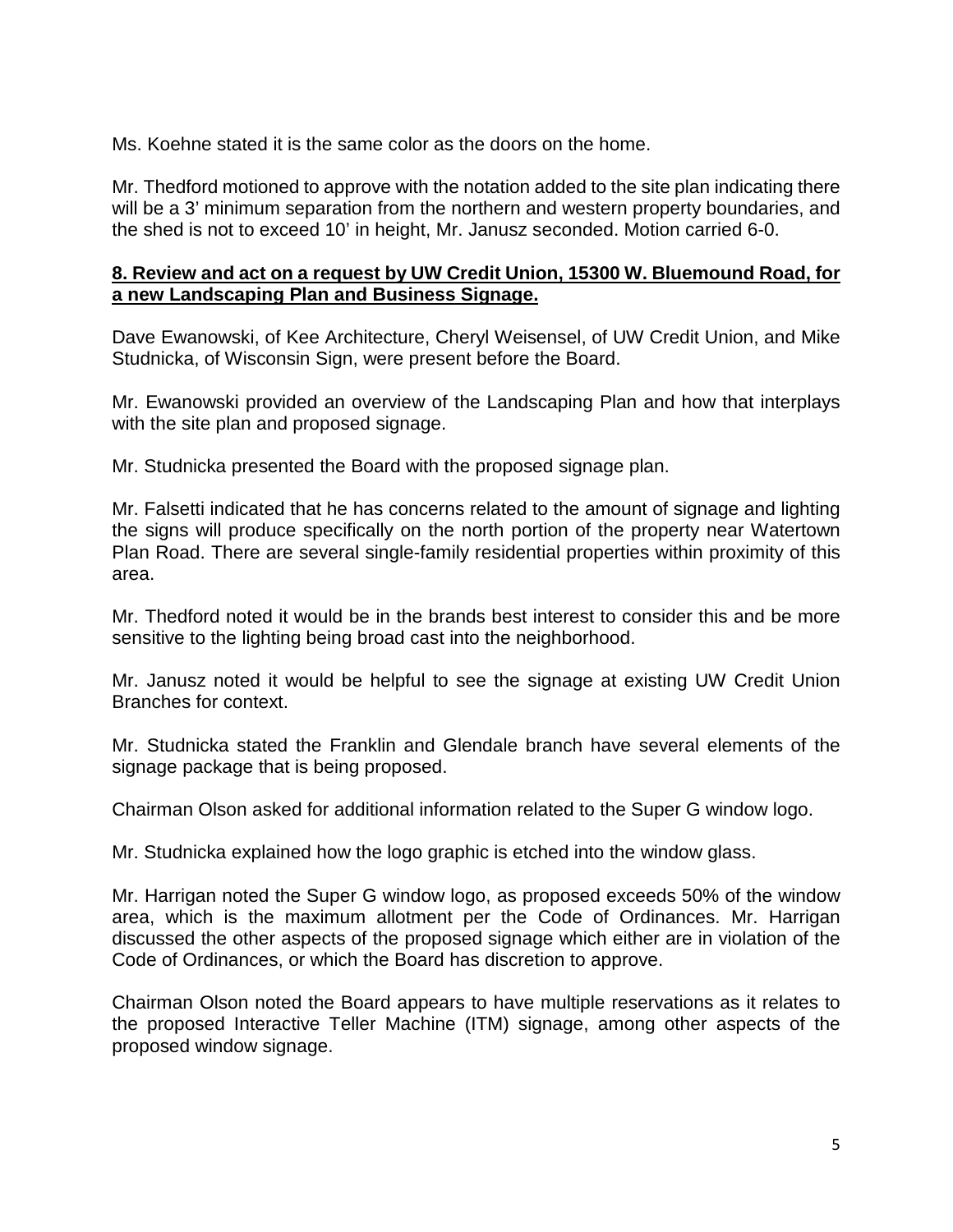Ms. Koehne stated it is the same color as the doors on the home.

Mr. Thedford motioned to approve with the notation added to the site plan indicating there will be a 3' minimum separation from the northern and western property boundaries, and the shed is not to exceed 10' in height, Mr. Janusz seconded. Motion carried 6-0.

**8. Review and act on a request by UW Credit Union, 15300 W. Bluemound Road, for a new Landscaping Plan and Business Signage.**

Dave Ewanowski, of Kee Architecture, Cheryl Weisensel, of UW Credit Union, and Mike Studnicka, of Wisconsin Sign, were present before the Board.

Mr. Ewanowski provided an overview of the Landscaping Plan and how that interplays with the site plan and proposed signage.

Mr. Studnicka presented the Board with the proposed signage plan.

Mr. Falsetti indicated that he has concerns related to the amount of signage and lighting the signs will produce specifically on the north portion of the property near Watertown Plan Road. There are several single-family residential properties within proximity of this area.

Mr. Thedford noted it would be in the brands best interest to consider this and be more sensitive to the lighting being broad cast into the neighborhood.

Mr. Janusz noted it would be helpful to see the signage at existing UW Credit Union Branches for context.

Mr. Studnicka stated the Franklin and Glendale branch have several elements of the signage package that is being proposed.

Chairman Olson asked for additional information related to the Super G window logo.

Mr. Studnicka explained how the logo graphic is etched into the window glass.

Mr. Harrigan noted the Super G window logo, as proposed exceeds 50% of the window area, which is the maximum allotment per the Code of Ordinances. Mr. Harrigan discussed the other aspects of the proposed signage which either are in violation of the Code of Ordinances, or which the Board has discretion to approve.

Chairman Olson noted the Board appears to have multiple reservations as it relates to the proposed Interactive Teller Machine (ITM) signage, among other aspects of the proposed window signage.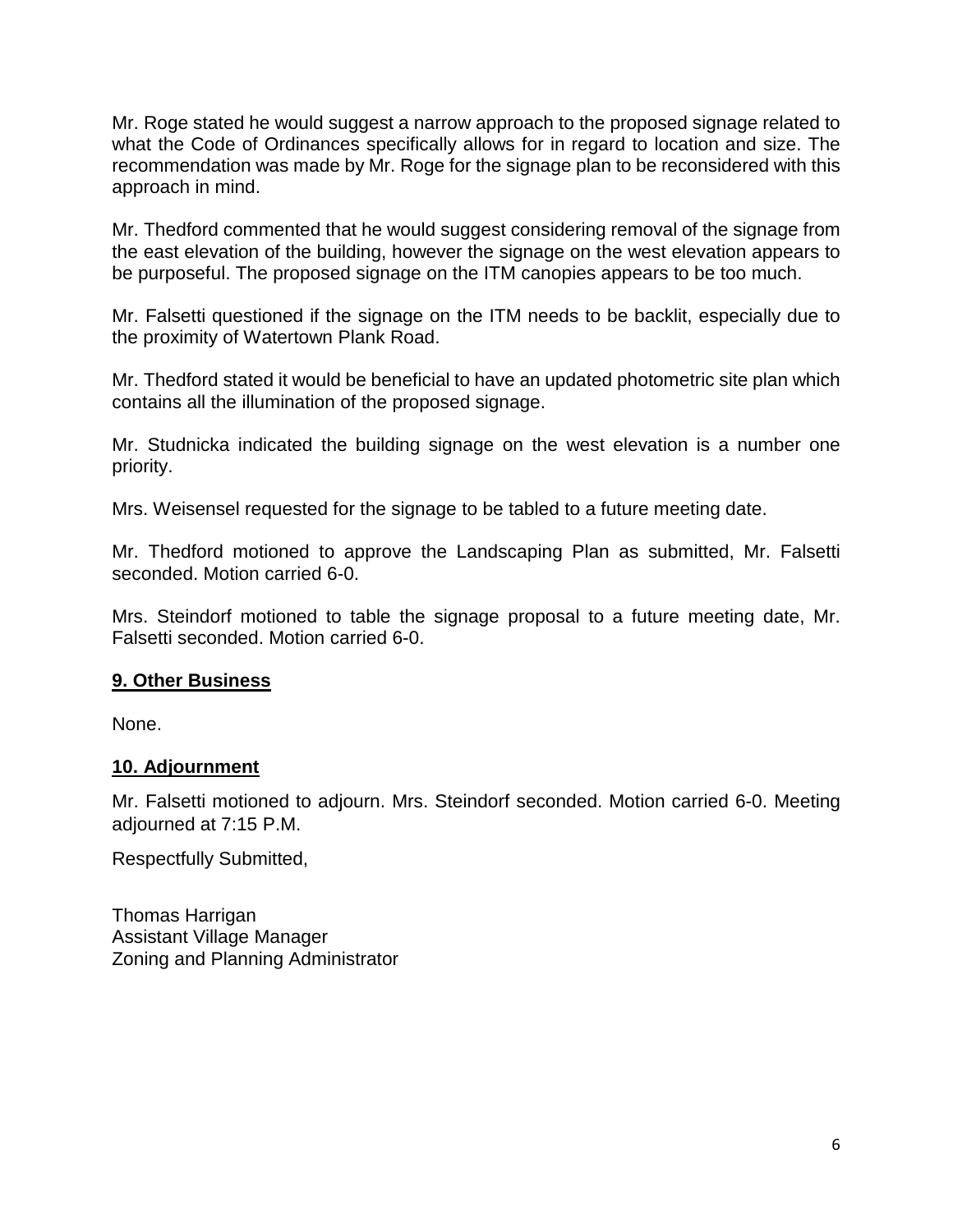Mr. Roge stated he would suggest a narrow approach to the proposed signage related to what the Code of Ordinances specifically allows for in regard to location and size. The recommendation was made by Mr. Roge for the signage plan to be reconsidered with this approach in mind.

Mr. Thedford commented that he would suggest considering removal of the signage from the east elevation of the building, however the signage on the west elevation appears to be purposeful. The proposed signage on the ITM canopies appears to be too much.

Mr. Falsetti questioned if the signage on the ITM needs to be backlit, especially due to the proximity of Watertown Plank Road.

Mr. Thedford stated it would be beneficial to have an updated photometric site plan which contains all the illumination of the proposed signage.

Mr. Studnicka indicated the building signage on the west elevation is a number one priority.

Mrs. Weisensel requested for the signage to be tabled to a future meeting date.

Mr. Thedford motioned to approve the Landscaping Plan as submitted, Mr. Falsetti seconded. Motion carried 6-0.

Mrs. Steindorf motioned to table the signage proposal to a future meeting date, Mr. Falsetti seconded. Motion carried 6-0.

## 9. Other Business

None.

## 10. Adjournment

Mr. Falsetti motioned to adjourn. Mrs. Steindorf seconded. Motion carried 6-0. Meeting adjourned at 7:15 P.M.

Respectfully Submitted,

Thomas Harrigan
Assistant Village Manager
Zoning and Planning Administrator